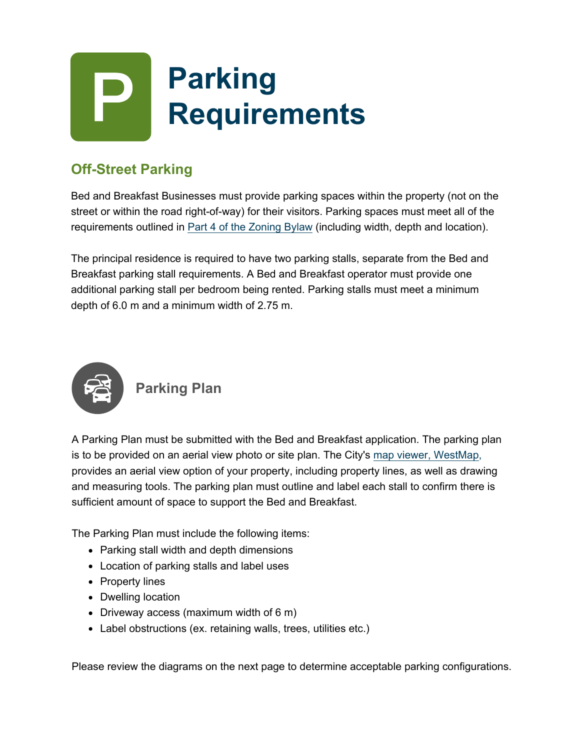# Parking Requirements

## Off-Street Parking

Bed and Breakfast Businesses must provide parking spaces within the property (not on the street or within the road right-of-way) for their visitors. Parking spaces must meet all of the requirements outlined in Part 4 of the Zoning Bylaw (including width, depth and location).

The principal residence is required to have two parking stalls, separate from the Bed and Breakfast parking stall requirements. A Bed and Breakfast operator must provide one additional parking stall per bedroom being rented. Parking stalls must meet a minimum depth of 6.0 m and a minimum width of 2.75 m.

### Parking Plan

A Parking Plan must be submitted with the Bed and Breakfast application. The parking plan is to be provided on an aerial view photo or site plan. The City's map viewer, WestMap, provides an aerial view option of your property, including property lines, as well as drawing and measuring tools. The parking plan must outline and label each stall to confirm there is sufficient amount of space to support the Bed and Breakfast.

The Parking Plan must include the following items:

- Parking stall width and depth dimensions
- Location of parking stalls and label uses
- Property lines
- Dwelling location
- Driveway access (maximum width of 6 m)
- Label obstructions (ex. retaining walls, trees, utilities etc.)

Please review the diagrams on the next page to determine acceptable parking configurations.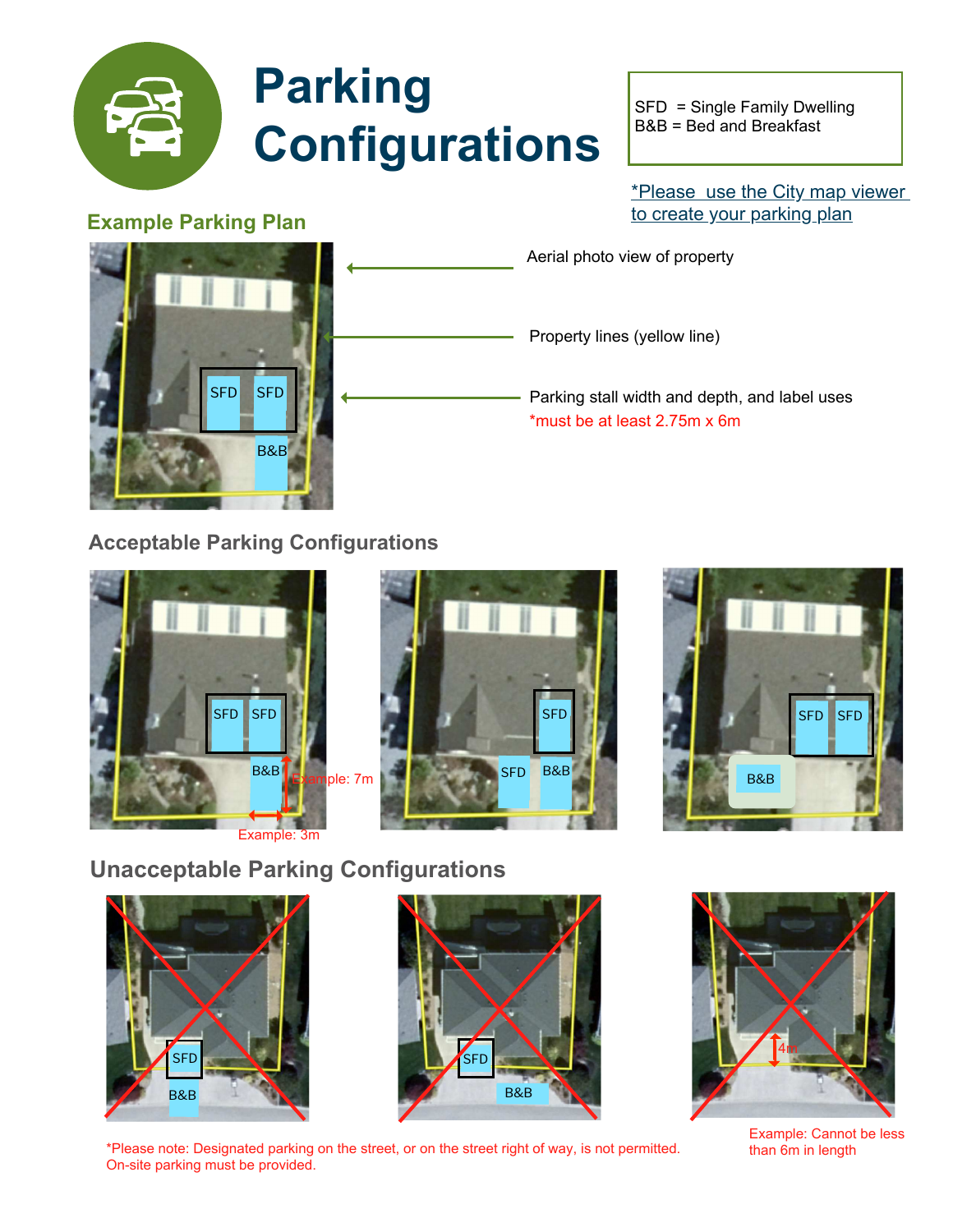# Parking Configurations

SFD = Single Family Dwelling
B&B = Bed and Breakfast

*Please use the City map viewer to create your parking plan

## Example Parking Plan

SFD SFD

B&B

Aerial photo view of property

Property lines (yellow line)

Parking stall width and depth, and label uses
*must be at least 2.75m x 6m

## Acceptable Parking Configurations

SFD SFD

B&B

Example: 7m

Example: 3m

SFD

SFD B&B

SFD SFD

B&B

## Unacceptable Parking Configurations

SFD

B&B

SFD

B&B

4m

Example: Cannot be less than 6m in length

*Please note: Designated parking on the street, or on the street right of way, is not permitted. On-site parking must be provided.